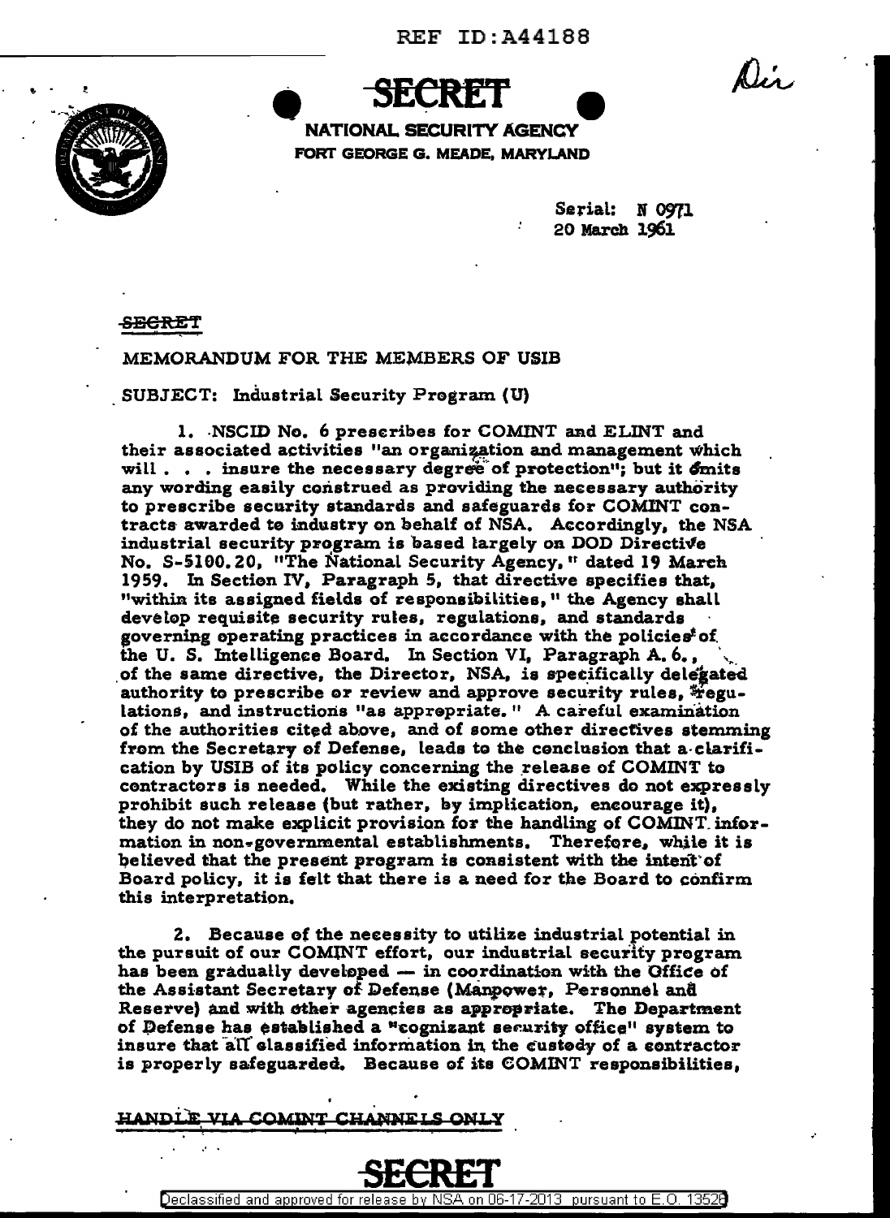REF ID:A44188

SECRET

NATIONAL SECURITY AGENCY
FORT GEORGE G. MEADE, MARYLAND

Dir

Serial: N 0971
20 March 1961

~~SECRET~~

MEMORANDUM FOR THE MEMBERS OF USIB

SUBJECT: Industrial Security Program (U)

1. NSCID No. 6 prescribes for COMINT and ELINT and their associated activities "an organization and management which will . . . insure the necessary degree of protection"; but it omits any wording easily construed as providing the necessary authority to prescribe security standards and safeguards for COMINT contracts awarded to industry on behalf of NSA. Accordingly, the NSA industrial security program is based largely on DOD Directive No. S-5100.20, "The National Security Agency," dated 19 March 1959. In Section IV, Paragraph 5, that directive specifies that, "within its assigned fields of responsibilities," the Agency shall develop requisite security rules, regulations, and standards governing operating practices in accordance with the policies of the U. S. Intelligence Board. In Section VI, Paragraph A. 6., of the same directive, the Director, NSA, is specifically delegated authority to prescribe or review and approve security rules, regulations, and instructions "as appropriate." A careful examination of the authorities cited above, and of some other directives stemming from the Secretary of Defense, leads to the conclusion that a clarification by USIB of its policy concerning the release of COMINT to contractors is needed. While the existing directives do not expressly prohibit such release (but rather, by implication, encourage it), they do not make explicit provision for the handling of COMINT information in non-governmental establishments. Therefore, while it is believed that the present program is consistent with the intent of Board policy, it is felt that there is a need for the Board to confirm this interpretation.

2. Because of the necessity to utilize industrial potential in the pursuit of our COMINT effort, our industrial security program has been gradually developed — in coordination with the Office of the Assistant Secretary of Defense (Manpower, Personnel and Reserve) and with other agencies as appropriate. The Department of Defense has established a "cognizant security office" system to insure that all classified information in the custody of a contractor is properly safeguarded. Because of its COMINT responsibilities,

~~HANDLE VIA COMINT CHANNELS ONLY~~

SECRET

Declassified and approved for release by NSA on 06-17-2013 pursuant to E.O. 13526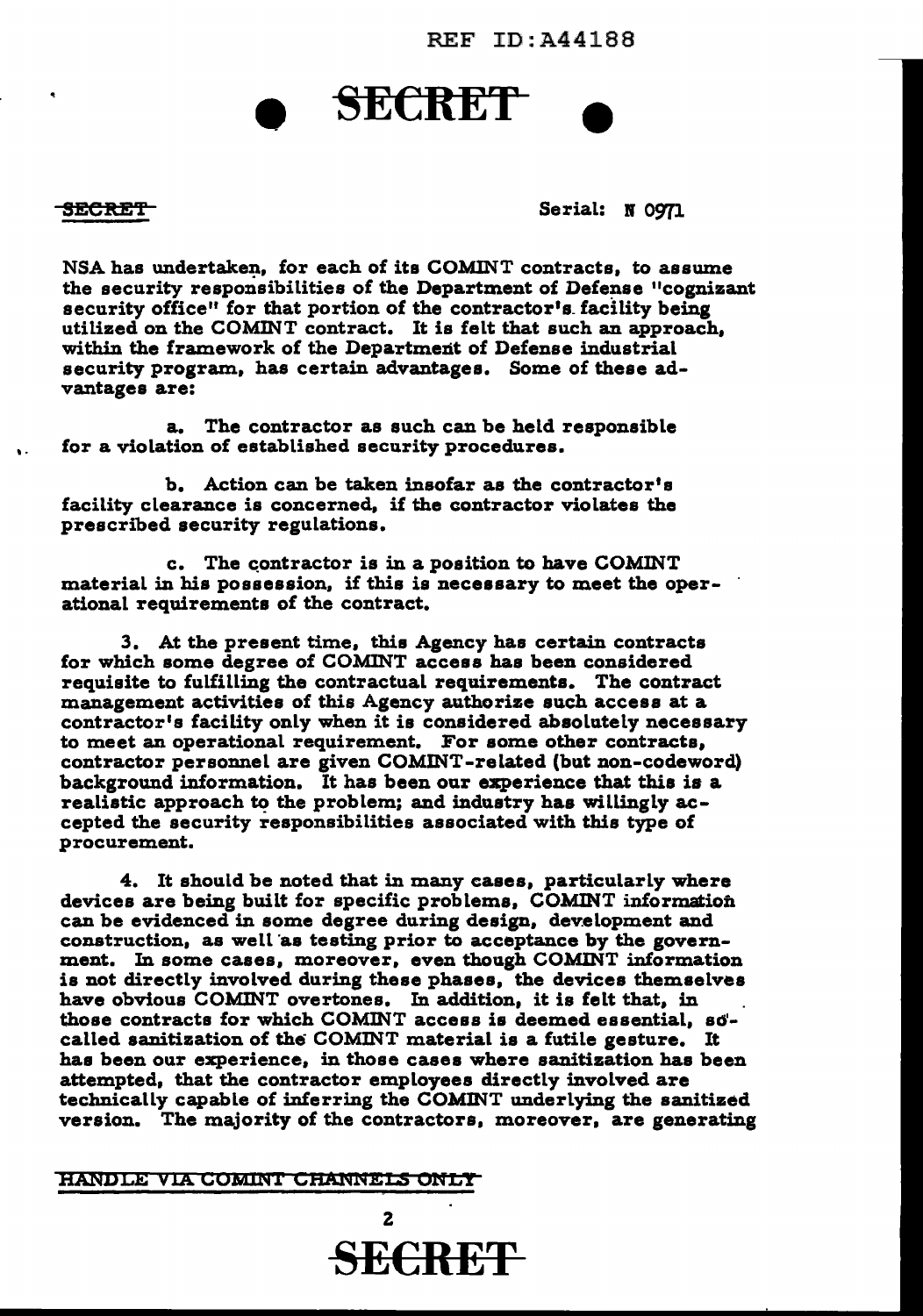SECRET

Serial: N 0971

NSA has undertaken, for each of its COMINT contracts, to assume the security responsibilities of the Department of Defense "cognizant security office" for that portion of the contractor's facility being utilized on the COMINT contract. It is felt that such an approach, within the framework of the Department of Defense industrial security program, has certain advantages. Some of these advantages are:

a. The contractor as such can be held responsible for a violation of established security procedures.

b. Action can be taken insofar as the contractor's facility clearance is concerned, if the contractor violates the prescribed security regulations.

c. The contractor is in a position to have COMINT material in his possession, if this is necessary to meet the operational requirements of the contract.

3. At the present time, this Agency has certain contracts for which some degree of COMINT access has been considered requisite to fulfilling the contractual requirements. The contract management activities of this Agency authorize such access at a contractor's facility only when it is considered absolutely necessary to meet an operational requirement. For some other contracts, contractor personnel are given COMINT-related (but non-codeword) background information. It has been our experience that this is a realistic approach to the problem; and industry has willingly accepted the security responsibilities associated with this type of procurement.

4. It should be noted that in many cases, particularly where devices are being built for specific problems, COMINT information can be evidenced in some degree during design, development and construction, as well as testing prior to acceptance by the government. In some cases, moreover, even though COMINT information is not directly involved during these phases, the devices themselves have obvious COMINT overtones. In addition, it is felt that, in those contracts for which COMINT access is deemed essential, so-called sanitization of the COMINT material is a futile gesture. It has been our experience, in those cases where sanitization has been attempted, that the contractor employees directly involved are technically capable of inferring the COMINT underlying the sanitized version. The majority of the contractors, moreover, are generating

HANDLE VIA COMINT CHANNELS ONLY

SECRET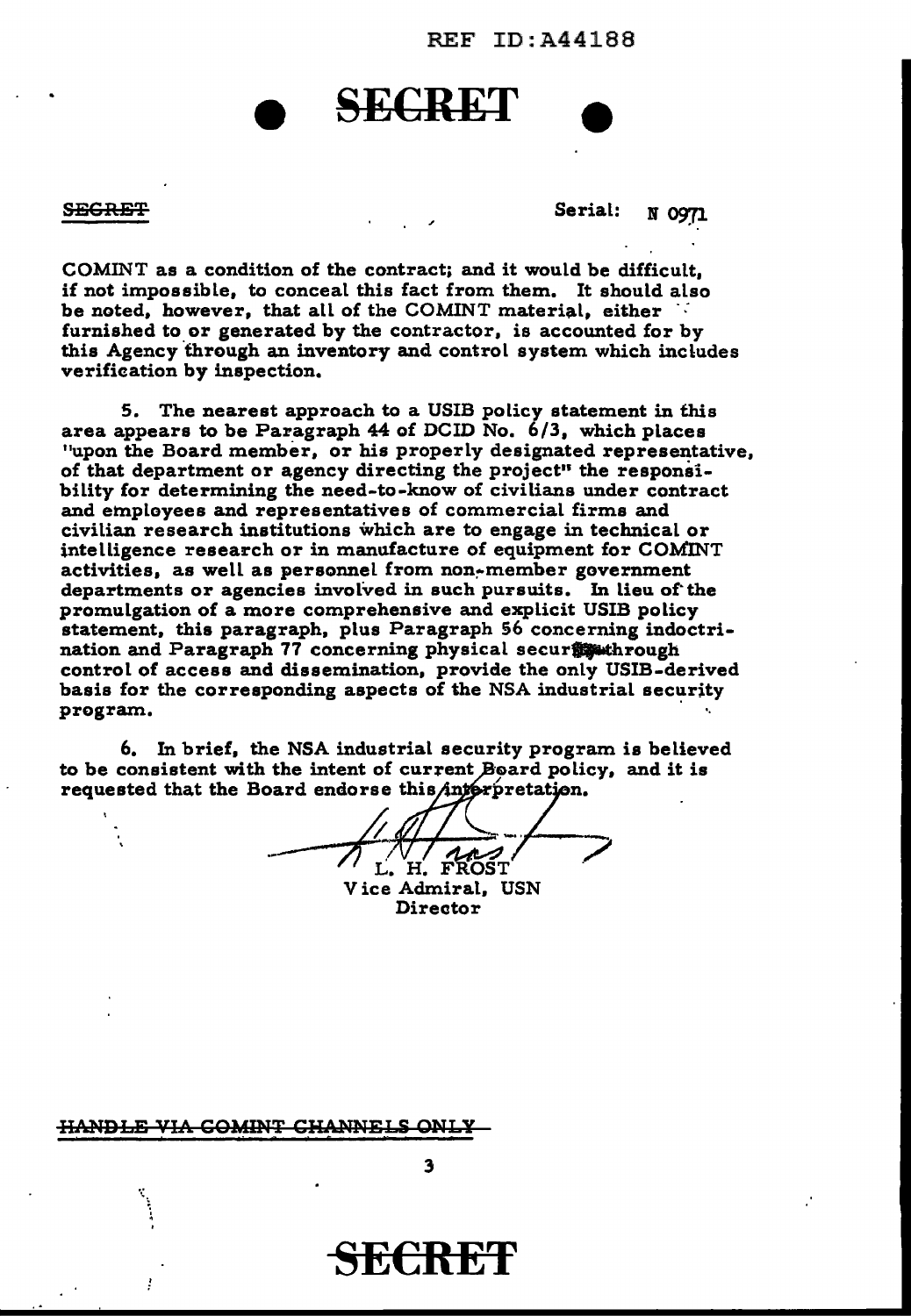REF ID:A44188

**SECRET**

~~SECRET~~ Serial: N 0971

COMINT as a condition of the contract; and it would be difficult, if not impossible, to conceal this fact from them. It should also be noted, however, that all of the COMINT material, either furnished to or generated by the contractor, is accounted for by this Agency through an inventory and control system which includes verification by inspection.

5. The nearest approach to a USIB policy statement in this area appears to be Paragraph 44 of DCID No. 6/3, which places "upon the Board member, or his properly designated representative, of that department or agency directing the project" the responsibility for determining the need-to-know of civilians under contract and employees and representatives of commercial firms and civilian research institutions which are to engage in technical or intelligence research or in manufacture of equipment for COMINT activities, as well as personnel from non-member government departments or agencies involved in such pursuits. In lieu of the promulgation of a more comprehensive and explicit USIB policy statement, this paragraph, plus Paragraph 56 concerning indoctrination and Paragraph 77 concerning physical security through control of access and dissemination, provide the only USIB-derived basis for the corresponding aspects of the NSA industrial security program.

6. In brief, the NSA industrial security program is believed to be consistent with the intent of current Board policy, and it is requested that the Board endorse this interpretation.

L. H. FROST
Vice Admiral, USN
Director

~~HANDLE VIA COMINT CHANNELS ONLY~~

**SECRET**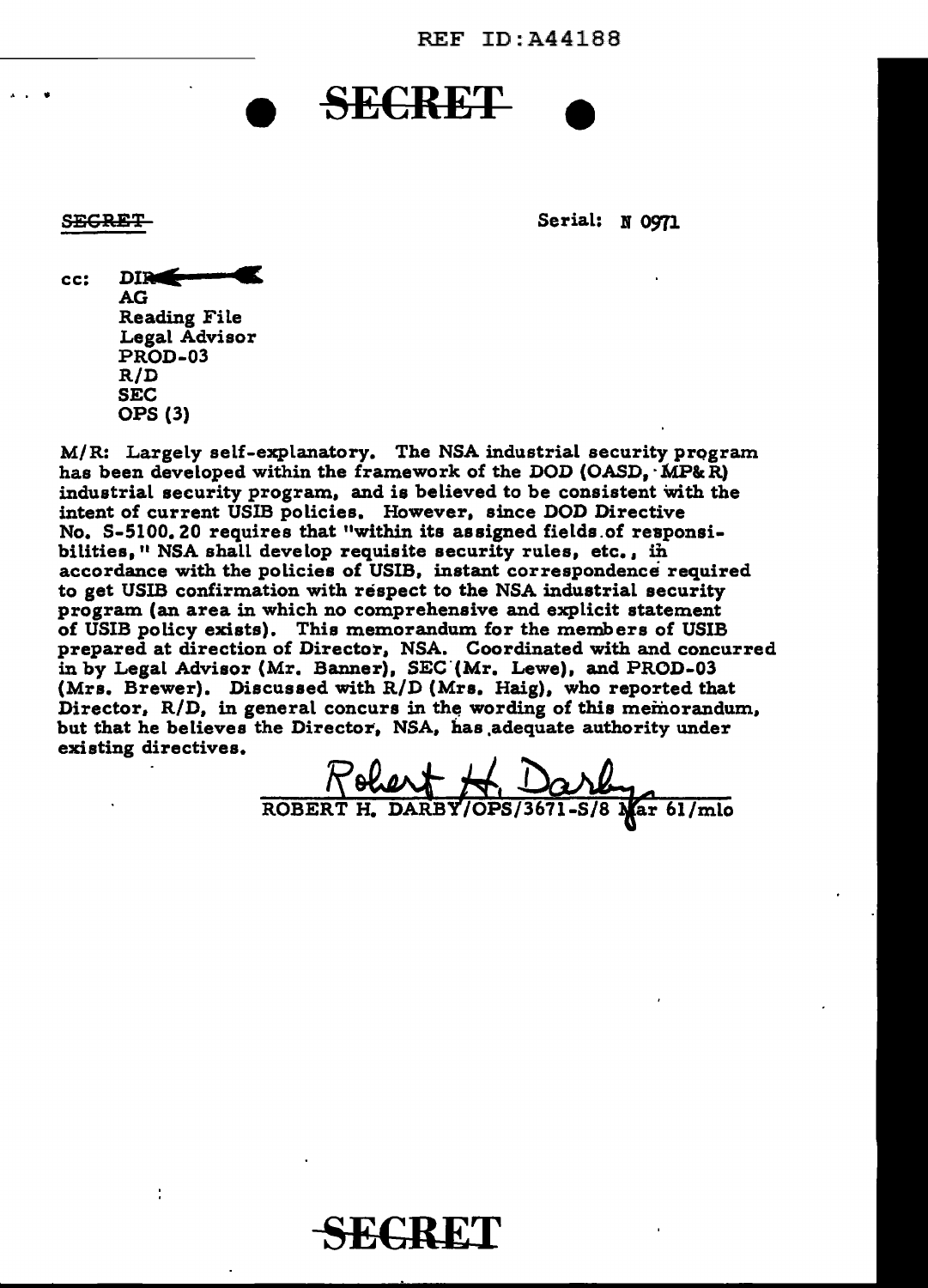REF ID:A44188

**SECRET**

~~SECRET~~

Serial: N 0971

cc: DIR
AG
Reading File
Legal Advisor
PROD-03
R/D
SEC
OPS (3)

M/R: Largely self-explanatory. The NSA industrial security program has been developed within the framework of the DOD (OASD, MP& R) industrial security program, and is believed to be consistent with the intent of current USIB policies. However, since DOD Directive No. S-5100.20 requires that "within its assigned fields of responsibilities," NSA shall develop requisite security rules, etc., in accordance with the policies of USIB, instant correspondence required to get USIB confirmation with respect to the NSA industrial security program (an area in which no comprehensive and explicit statement of USIB policy exists). This memorandum for the members of USIB prepared at direction of Director, NSA. Coordinated with and concurred in by Legal Advisor (Mr. Banner), SEC (Mr. Lewe), and PROD-03 (Mrs. Brewer). Discussed with R/D (Mrs. Haig), who reported that Director, R/D, in general concurs in the wording of this memorandum, but that he believes the Director, NSA, has adequate authority under existing directives.

Robert H. Darby

ROBERT H. DARBY/OPS/3671-S/8 Mar 61/mlo

**SECRET**